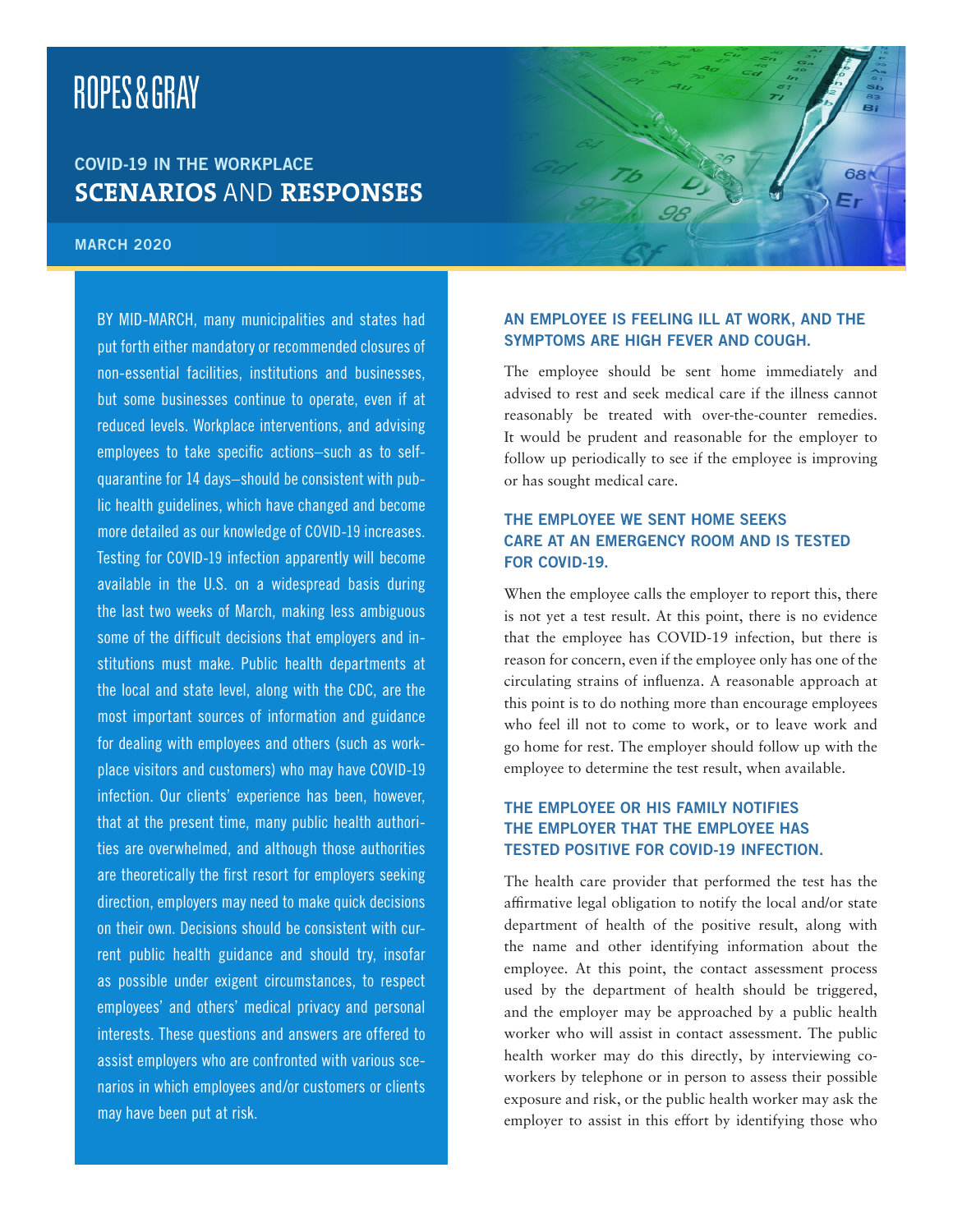ROPES & GRAY

## COVID-19 IN THE WORKPLACE

# SCENARIOS AND RESPONSES

MARCH 2020

BY MID-MARCH, many municipalities and states had put forth either mandatory or recommended closures of non-essential facilities, institutions and businesses, but some businesses continue to operate, even if at reduced levels. Workplace interventions, and advising employees to take specific actions–such as to self-quarantine for 14 days–should be consistent with public health guidelines, which have changed and become more detailed as our knowledge of COVID-19 increases. Testing for COVID-19 infection apparently will become available in the U.S. on a widespread basis during the last two weeks of March, making less ambiguous some of the difficult decisions that employers and institutions must make. Public health departments at the local and state level, along with the CDC, are the most important sources of information and guidance for dealing with employees and others (such as workplace visitors and customers) who may have COVID-19 infection. Our clients' experience has been, however, that at the present time, many public health authorities are overwhelmed, and although those authorities are theoretically the first resort for employers seeking direction, employers may need to make quick decisions on their own. Decisions should be consistent with current public health guidance and should try, insofar as possible under exigent circumstances, to respect employees' and others' medical privacy and personal interests. These questions and answers are offered to assist employers who are confronted with various scenarios in which employees and/or customers or clients may have been put at risk.

### AN EMPLOYEE IS FEELING ILL AT WORK, AND THE SYMPTOMS ARE HIGH FEVER AND COUGH.

The employee should be sent home immediately and advised to rest and seek medical care if the illness cannot reasonably be treated with over-the-counter remedies. It would be prudent and reasonable for the employer to follow up periodically to see if the employee is improving or has sought medical care.

### THE EMPLOYEE WE SENT HOME SEEKS CARE AT AN EMERGENCY ROOM AND IS TESTED FOR COVID-19.

When the employee calls the employer to report this, there is not yet a test result. At this point, there is no evidence that the employee has COVID-19 infection, but there is reason for concern, even if the employee only has one of the circulating strains of influenza. A reasonable approach at this point is to do nothing more than encourage employees who feel ill not to come to work, or to leave work and go home for rest. The employer should follow up with the employee to determine the test result, when available.

### THE EMPLOYEE OR HIS FAMILY NOTIFIES THE EMPLOYER THAT THE EMPLOYEE HAS TESTED POSITIVE FOR COVID-19 INFECTION.

The health care provider that performed the test has the affirmative legal obligation to notify the local and/or state department of health of the positive result, along with the name and other identifying information about the employee. At this point, the contact assessment process used by the department of health should be triggered, and the employer may be approached by a public health worker who will assist in contact assessment. The public health worker may do this directly, by interviewing co-workers by telephone or in person to assess their possible exposure and risk, or the public health worker may ask the employer to assist in this effort by identifying those who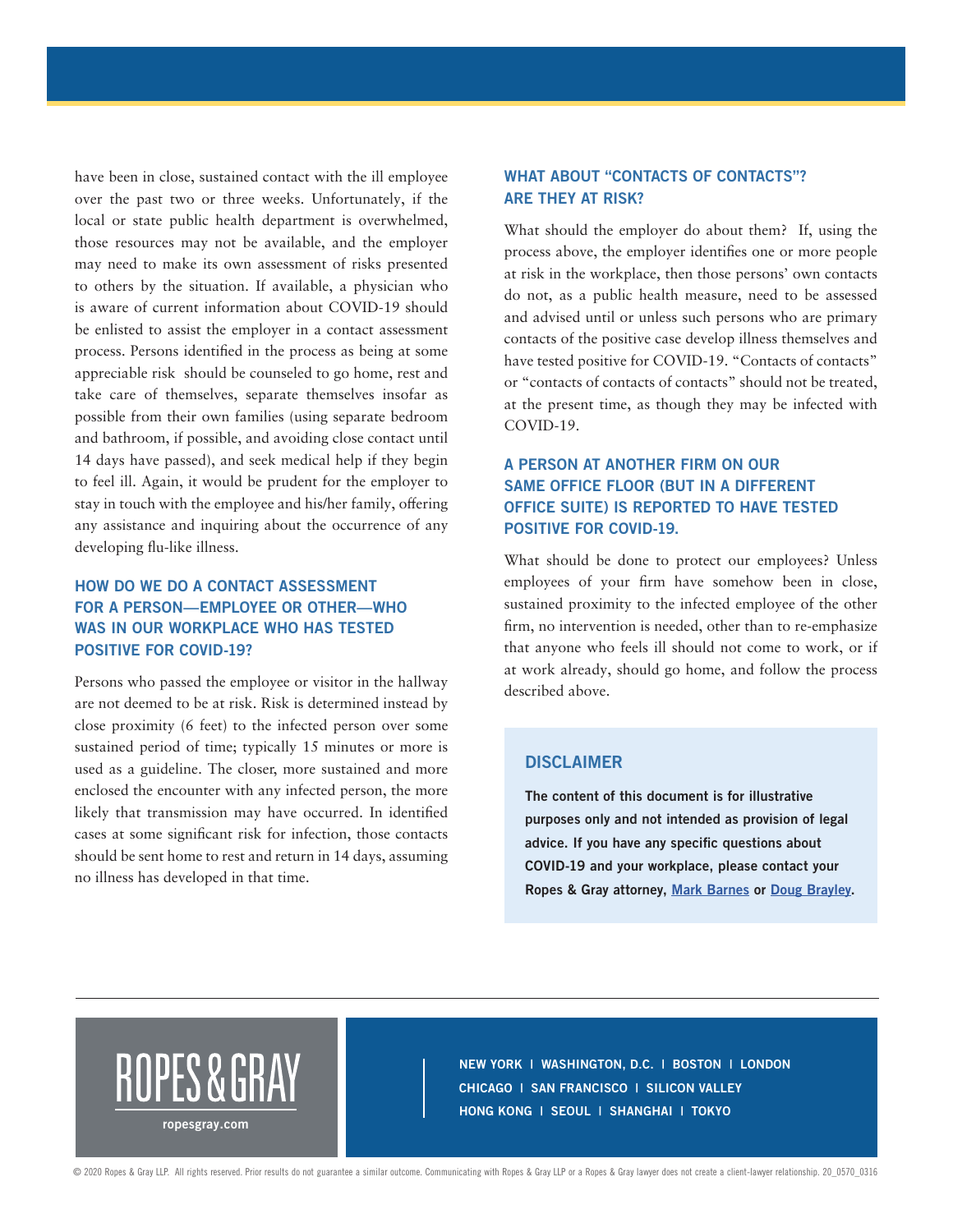have been in close, sustained contact with the ill employee over the past two or three weeks. Unfortunately, if the local or state public health department is overwhelmed, those resources may not be available, and the employer may need to make its own assessment of risks presented to others by the situation. If available, a physician who is aware of current information about COVID-19 should be enlisted to assist the employer in a contact assessment process. Persons identified in the process as being at some appreciable risk should be counseled to go home, rest and take care of themselves, separate themselves insofar as possible from their own families (using separate bedroom and bathroom, if possible, and avoiding close contact until 14 days have passed), and seek medical help if they begin to feel ill. Again, it would be prudent for the employer to stay in touch with the employee and his/her family, offering any assistance and inquiring about the occurrence of any developing flu-like illness.

### HOW DO WE DO A CONTACT ASSESSMENT FOR A PERSON—EMPLOYEE OR OTHER—WHO WAS IN OUR WORKPLACE WHO HAS TESTED POSITIVE FOR COVID-19?

Persons who passed the employee or visitor in the hallway are not deemed to be at risk. Risk is determined instead by close proximity (6 feet) to the infected person over some sustained period of time; typically 15 minutes or more is used as a guideline. The closer, more sustained and more enclosed the encounter with any infected person, the more likely that transmission may have occurred. In identified cases at some significant risk for infection, those contacts should be sent home to rest and return in 14 days, assuming no illness has developed in that time.

### WHAT ABOUT "CONTACTS OF CONTACTS"? ARE THEY AT RISK?

What should the employer do about them? If, using the process above, the employer identifies one or more people at risk in the workplace, then those persons' own contacts do not, as a public health measure, need to be assessed and advised until or unless such persons who are primary contacts of the positive case develop illness themselves and have tested positive for COVID-19. "Contacts of contacts" or "contacts of contacts of contacts" should not be treated, at the present time, as though they may be infected with COVID-19.

### A PERSON AT ANOTHER FIRM ON OUR SAME OFFICE FLOOR (BUT IN A DIFFERENT OFFICE SUITE) IS REPORTED TO HAVE TESTED POSITIVE FOR COVID-19.

What should be done to protect our employees? Unless employees of your firm have somehow been in close, sustained proximity to the infected employee of the other firm, no intervention is needed, other than to re-emphasize that anyone who feels ill should not come to work, or if at work already, should go home, and follow the process described above.

### DISCLAIMER

**The content of this document is for illustrative purposes only and not intended as provision of legal advice. If you have any specific questions about COVID-19 and your workplace, please contact your Ropes & Gray attorney, Mark Barnes or Doug Brayley.**

ROPES & GRAY

ropesgray.com

NEW YORK | WASHINGTON, D.C. | BOSTON | LONDON
CHICAGO | SAN FRANCISCO | SILICON VALLEY
HONG KONG | SEOUL | SHANGHAI | TOKYO

© 2020 Ropes & Gray LLP. All rights reserved. Prior results do not guarantee a similar outcome. Communicating with Ropes & Gray LLP or a Ropes & Gray lawyer does not create a client-lawyer relationship. 20_0570_0316